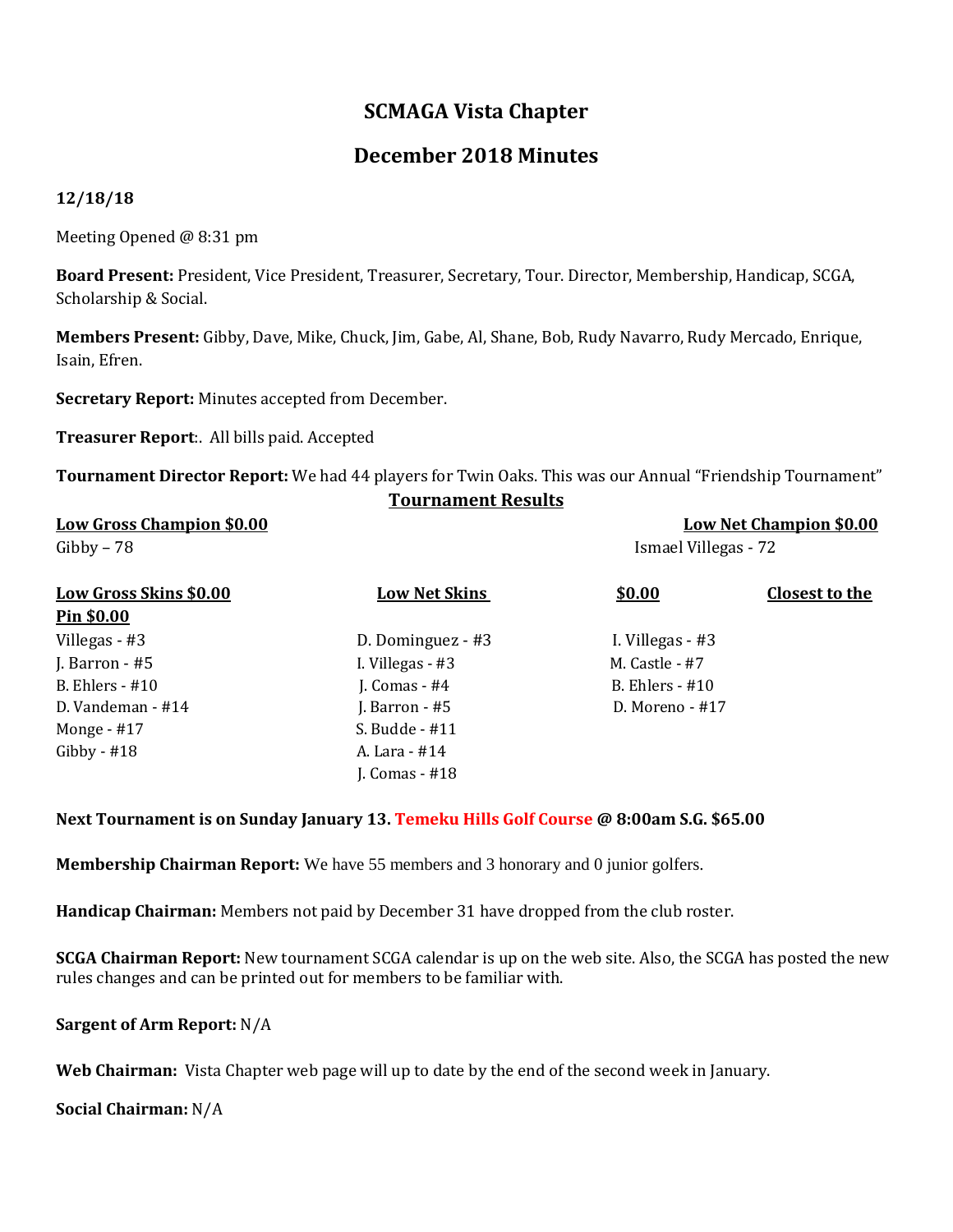# SCMAGA Vista Chapter

## December 2018 Minutes

**12/18/18**

Meeting Opened @ 8:31 pm

**Board Present:** President, Vice President, Treasurer, Secretary, Tour. Director, Membership, Handicap, SCGA, Scholarship & Social.

**Members Present:** Gibby, Dave, Mike, Chuck, Jim, Gabe, Al, Shane, Bob, Rudy Navarro, Rudy Mercado, Enrique, Isain, Efren.

**Secretary Report:** Minutes accepted from December.

**Treasurer Report**:. All bills paid. Accepted

**Tournament Director Report:** We had 44 players for Twin Oaks. This was our Annual "Friendship Tournament"

**Tournament Results**

| **Low Gross Champion $0.00** | **Low Net Champion $0.00** |
| --- | --- |
| Gibby – 78 | Ismael Villegas - 72 |

| **Low Gross Skins $0.00** | **Low Net Skins $0.00** | **Closest to the Pin $0.00** |
| --- | --- | --- |
| Villegas - #3 | D. Dominguez - #3 | I. Villegas - #3 |
| J. Barron - #5 | I. Villegas - #3 | M. Castle - #7 |
| B. Ehlers - #10 | J. Comas - #4 | B. Ehlers - #10 |
| D. Vandeman - #14 | J. Barron - #5 | D. Moreno - #17 |
| Monge - #17 | S. Budde - #11 | |
| Gibby - #18 | A. Lara - #14 | |
| | J. Comas - #18 | |

**Next Tournament is on Sunday January 13. Temeku Hills Golf Course @ 8:00am S.G. $65.00**

**Membership Chairman Report:** We have 55 members and 3 honorary and 0 junior golfers.

**Handicap Chairman:** Members not paid by December 31 have dropped from the club roster.

**SCGA Chairman Report:** New tournament SCGA calendar is up on the web site. Also, the SCGA has posted the new rules changes and can be printed out for members to be familiar with.

**Sargent of Arm Report:** N/A

**Web Chairman:** Vista Chapter web page will up to date by the end of the second week in January.

**Social Chairman:** N/A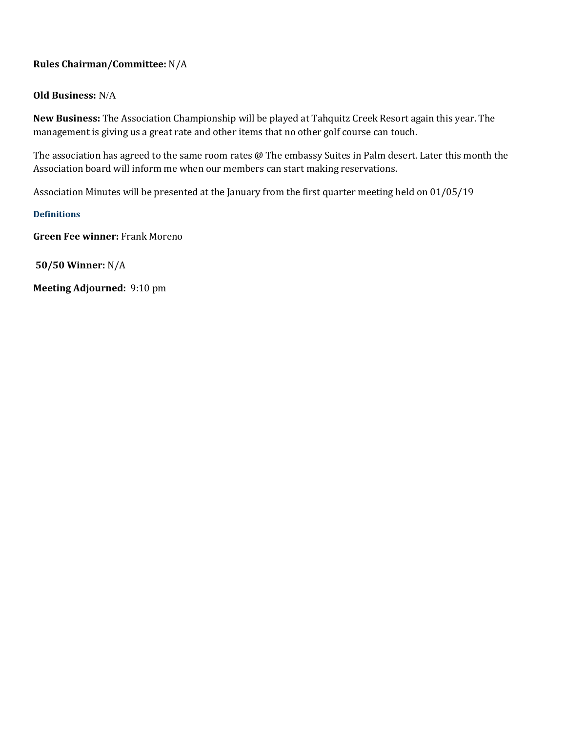**Rules Chairman/Committee:** N/A

**Old Business:** N/A

**New Business:** The Association Championship will be played at Tahquitz Creek Resort again this year. The management is giving us a great rate and other items that no other golf course can touch.

The association has agreed to the same room rates @ The embassy Suites in Palm desert. Later this month the Association board will inform me when our members can start making reservations.

Association Minutes will be presented at the January from the first quarter meeting held on 01/05/19

### Definitions

**Green Fee winner:** Frank Moreno

**50/50 Winner:** N/A

**Meeting Adjourned:** 9:10 pm